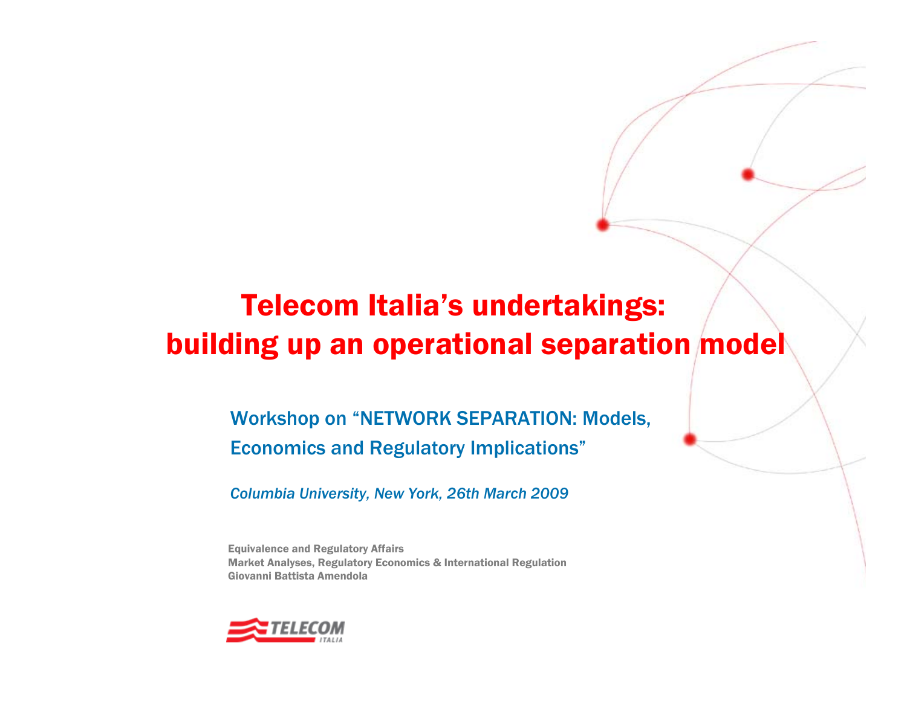# Telecom Italia's undertakings: building up an operational separation model

Workshop on "NETWORK SEPARATION: Models, Economics and Regulatory Implications"

*Columbia University, New York, 26th March 2009*

**Equivalence and Regulatory Affairs**
**Market Analyses, Regulatory Economics & International Regulation**
**Giovanni Battista Amendola**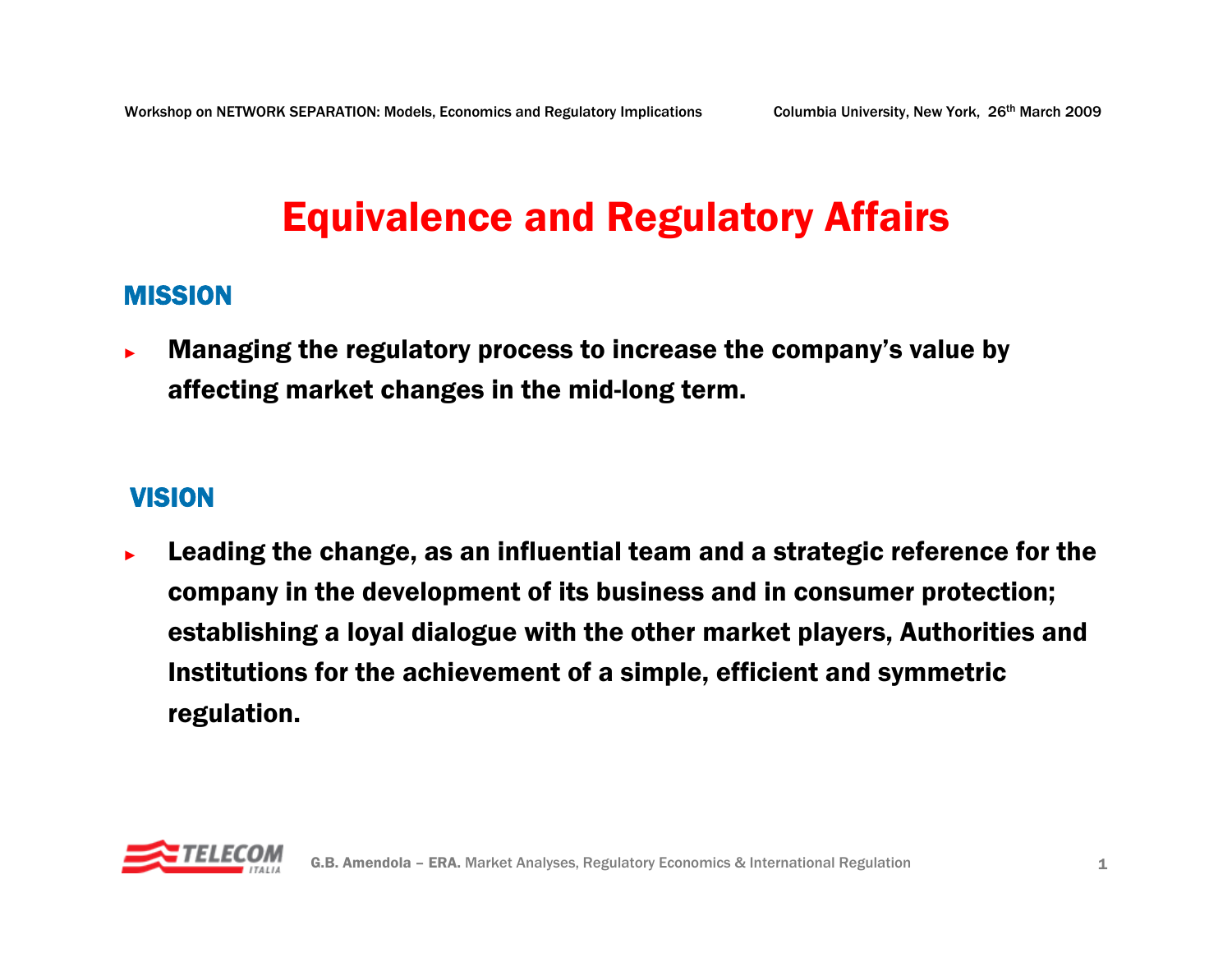# Equivalence and Regulatory Affairs

## MISSION

- **Managing the regulatory process to increase the company's value by affecting market changes in the mid-long term.**

## VISION

- **Leading the change, as an influential team and a strategic reference for the company in the development of its business and in consumer protection; establishing a loyal dialogue with the other market players, Authorities and Institutions for the achievement of a simple, efficient and symmetric regulation.**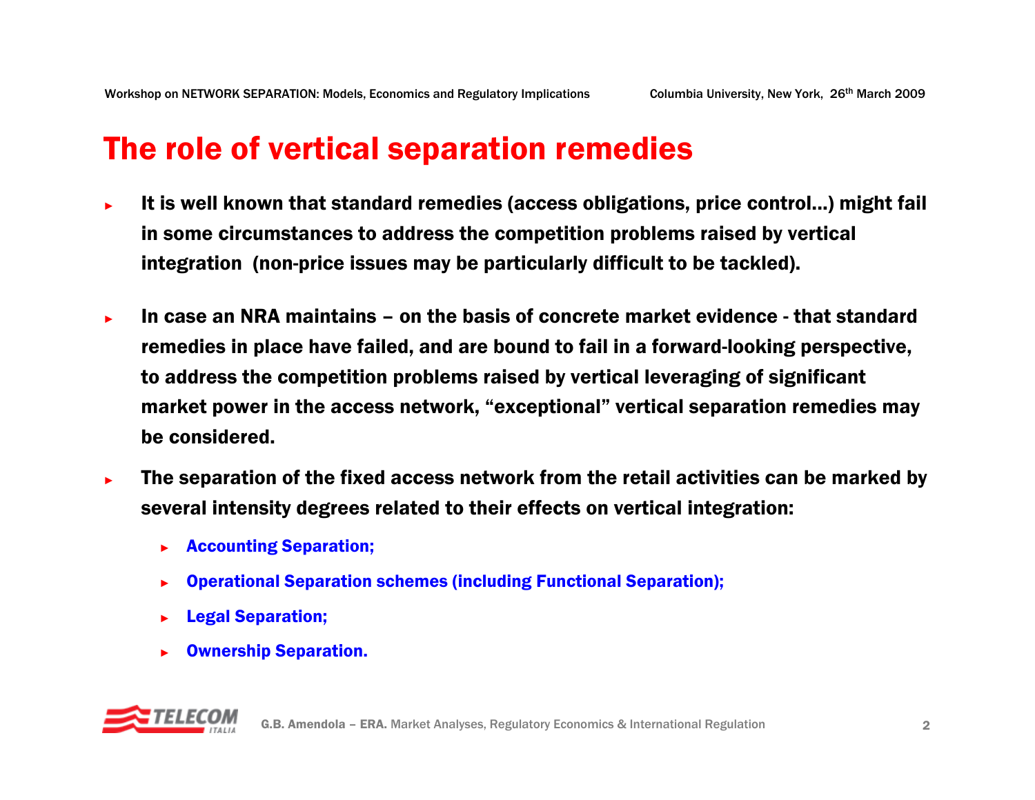# The role of vertical separation remedies

- **It is well known that standard remedies (access obligations, price control…) might fail in some circumstances to address the competition problems raised by vertical integration (non-price issues may be particularly difficult to be tackled).**
- **In case an NRA maintains – on the basis of concrete market evidence - that standard remedies in place have failed, and are bound to fail in a forward-looking perspective, to address the competition problems raised by vertical leveraging of significant market power in the access network, "exceptional" vertical separation remedies may be considered.**
- **The separation of the fixed access network from the retail activities can be marked by several intensity degrees related to their effects on vertical integration:**
  - **Accounting Separation;**
  - **Operational Separation schemes (including Functional Separation);**
  - **Legal Separation;**
  - **Ownership Separation.**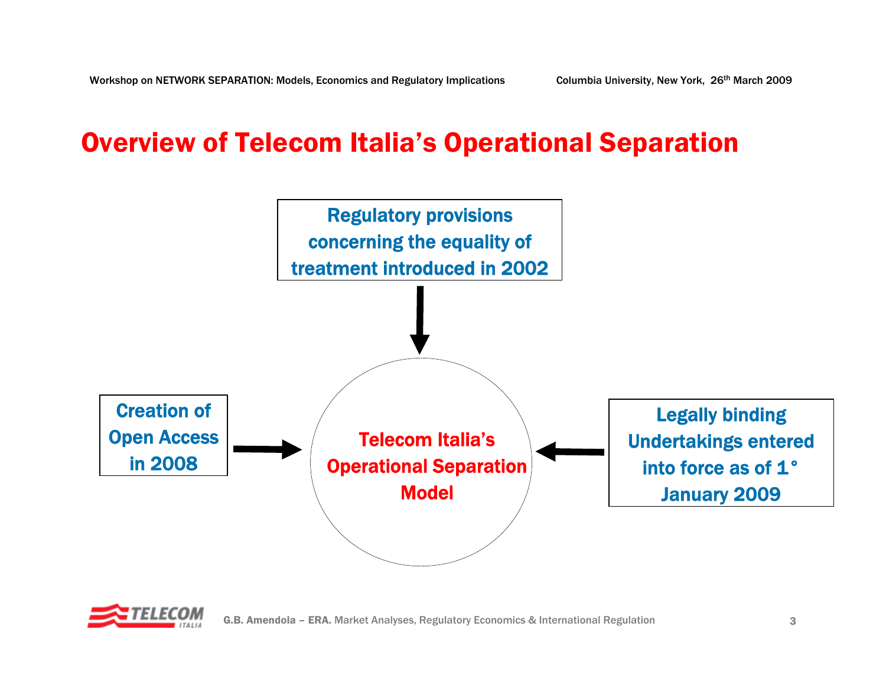# Overview of Telecom Italia's Operational Separation

Regulatory provisions concerning the equality of treatment introduced in 2002

Creation of Open Access in 2008

Telecom Italia's Operational Separation Model

Legally binding Undertakings entered into force as of 1° January 2009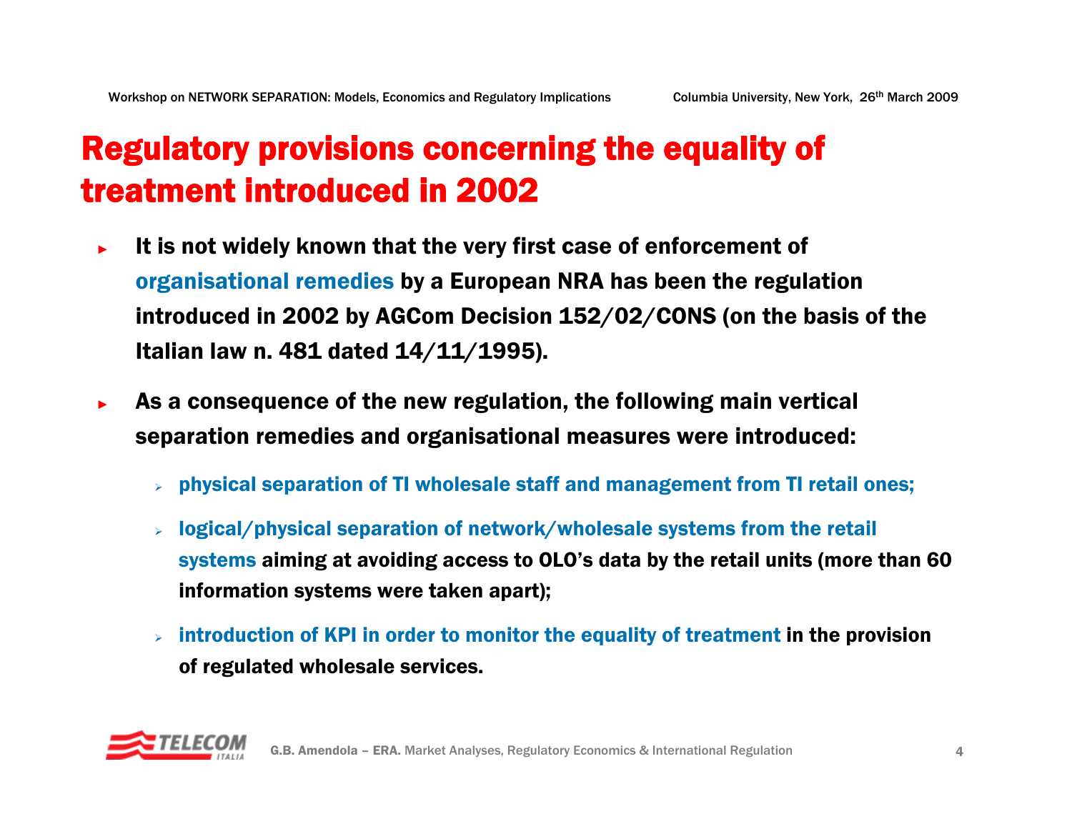# Regulatory provisions concerning the equality of treatment introduced in 2002

- **It is not widely known that the very first case of enforcement of organisational remedies by a European NRA has been the regulation introduced in 2002 by AGCom Decision 152/02/CONS (on the basis of the Italian law n. 481 dated 14/11/1995).**
- **As a consequence of the new regulation, the following main vertical separation remedies and organisational measures were introduced:**
  - **physical separation of TI wholesale staff and management from TI retail ones;**
  - **logical/physical separation of network/wholesale systems from the retail systems aiming at avoiding access to OLO's data by the retail units (more than 60 information systems were taken apart);**
  - **introduction of KPI in order to monitor the equality of treatment in the provision of regulated wholesale services.**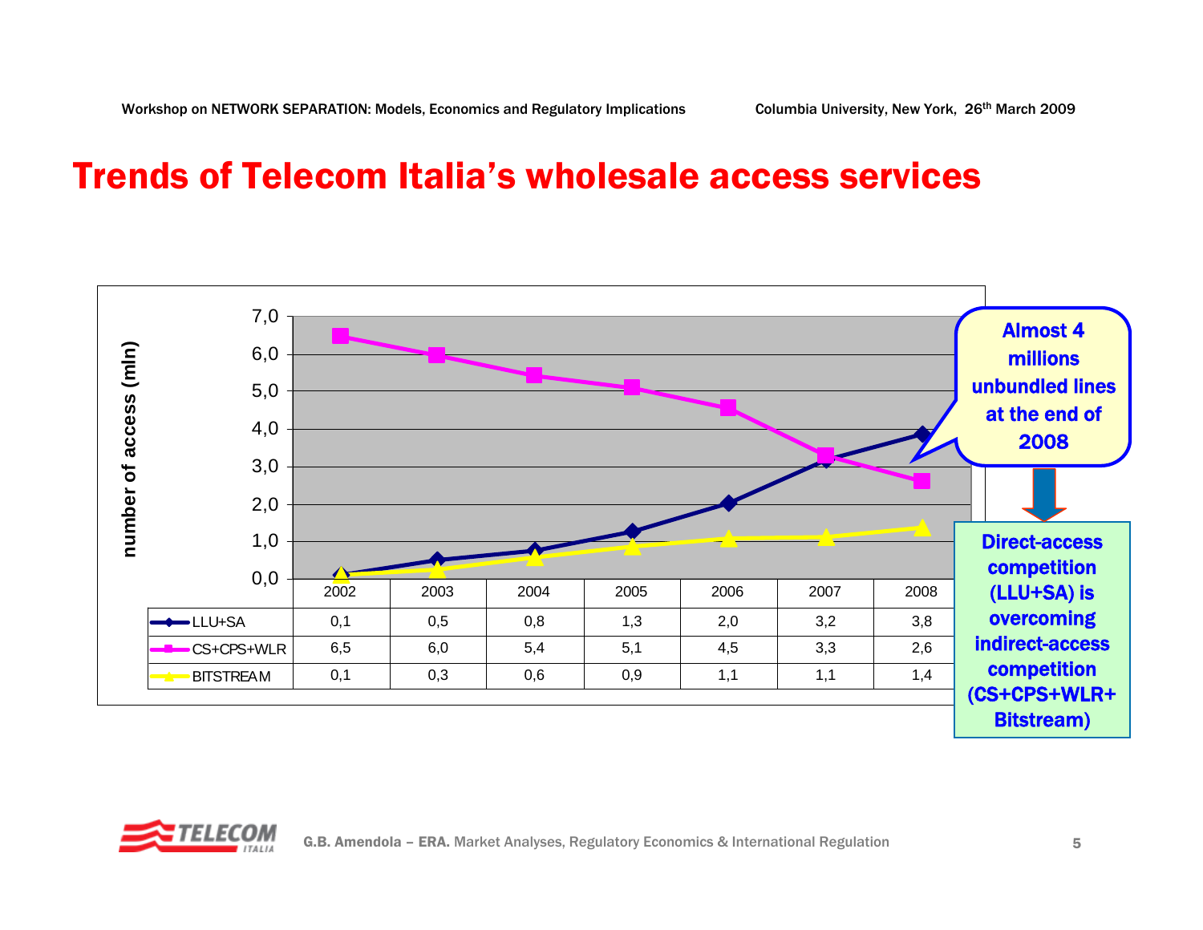# Trends of Telecom Italia's wholesale access services

number of access (mln)

| | 2002 | 2003 | 2004 | 2005 | 2006 | 2007 | 2008 |
|---|---|---|---|---|---|---|---|
| LLU+SA | 0,1 | 0,5 | 0,8 | 1,3 | 2,0 | 3,2 | 3,8 |
| CS+CPS+WLR | 6,5 | 6,0 | 5,4 | 5,1 | 4,5 | 3,3 | 2,6 |
| BITSTREAM | 0,1 | 0,3 | 0,6 | 0,9 | 1,1 | 1,1 | 1,4 |

**Almost 4 millions unbundled lines at the end of 2008**

**Direct-access competition (LLU+SA) is overcoming indirect-access competition (CS+CPS+WLR+ Bitstream)**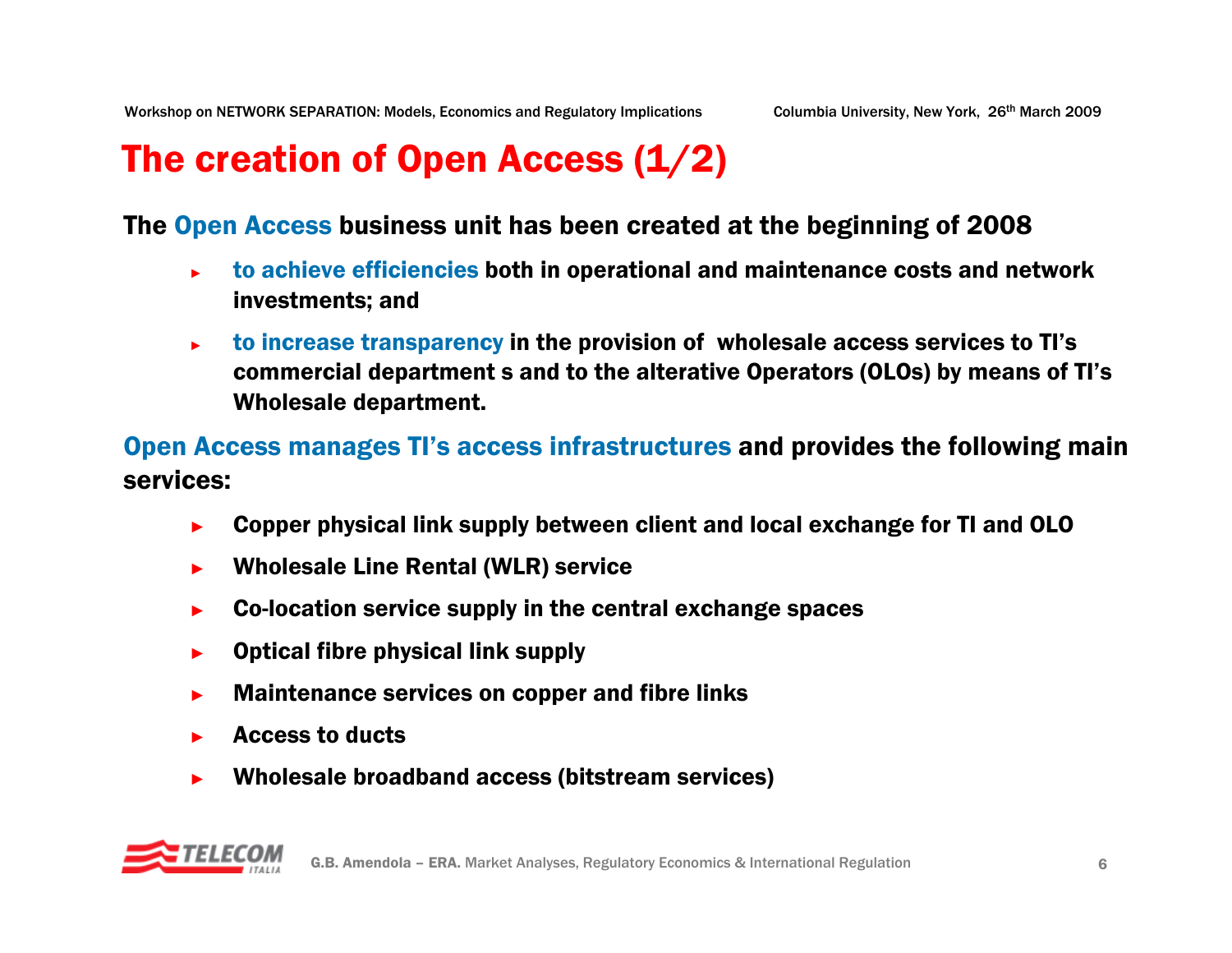# The creation of Open Access (1/2)

**The Open Access business unit has been created at the beginning of 2008**

- **to achieve efficiencies both in operational and maintenance costs and network investments; and**
- **to increase transparency in the provision of wholesale access services to TI's commercial department s and to the alterative Operators (OLOs) by means of TI's Wholesale department.**

**Open Access manages TI's access infrastructures and provides the following main services:**

- **Copper physical link supply between client and local exchange for TI and OLO**
- **Wholesale Line Rental (WLR) service**
- **Co-location service supply in the central exchange spaces**
- **Optical fibre physical link supply**
- **Maintenance services on copper and fibre links**
- **Access to ducts**
- **Wholesale broadband access (bitstream services)**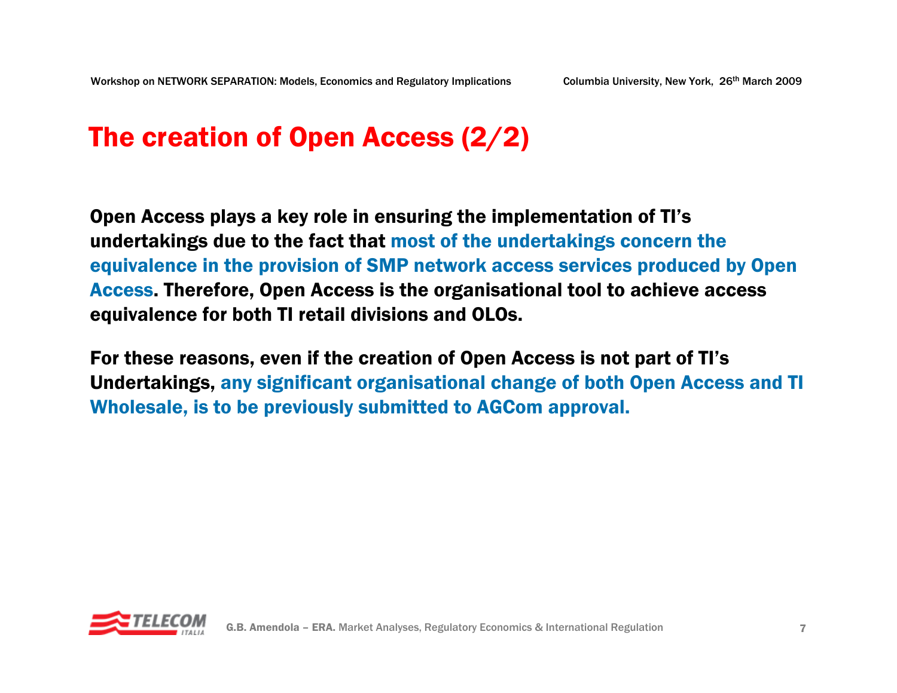# The creation of Open Access (2/2)

**Open Access plays a key role in ensuring the implementation of TI's undertakings due to the fact that most of the undertakings concern the equivalence in the provision of SMP network access services produced by Open Access. Therefore, Open Access is the organisational tool to achieve access equivalence for both TI retail divisions and OLOs.**

**For these reasons, even if the creation of Open Access is not part of TI's Undertakings, any significant organisational change of both Open Access and TI Wholesale, is to be previously submitted to AGCom approval.**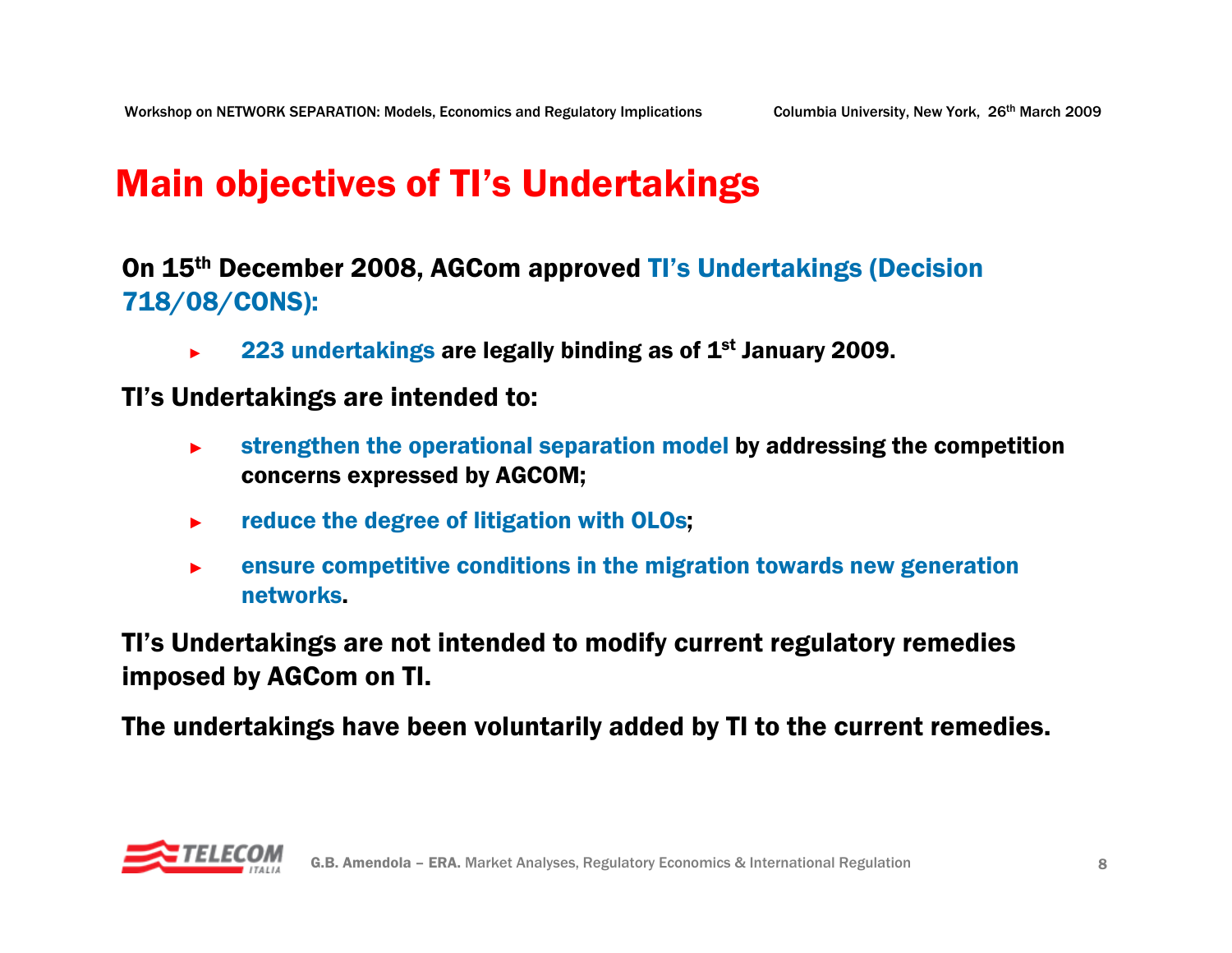# Main objectives of TI's Undertakings

**On 15th December 2008, AGCom approved TI's Undertakings (Decision 718/08/CONS):**

- **223 undertakings are legally binding as of 1st January 2009.**

**TI's Undertakings are intended to:**

- **strengthen the operational separation model by addressing the competition concerns expressed by AGCOM;**
- **reduce the degree of litigation with OLOs;**
- **ensure competitive conditions in the migration towards new generation networks.**

**TI's Undertakings are not intended to modify current regulatory remedies imposed by AGCom on TI.**

**The undertakings have been voluntarily added by TI to the current remedies.**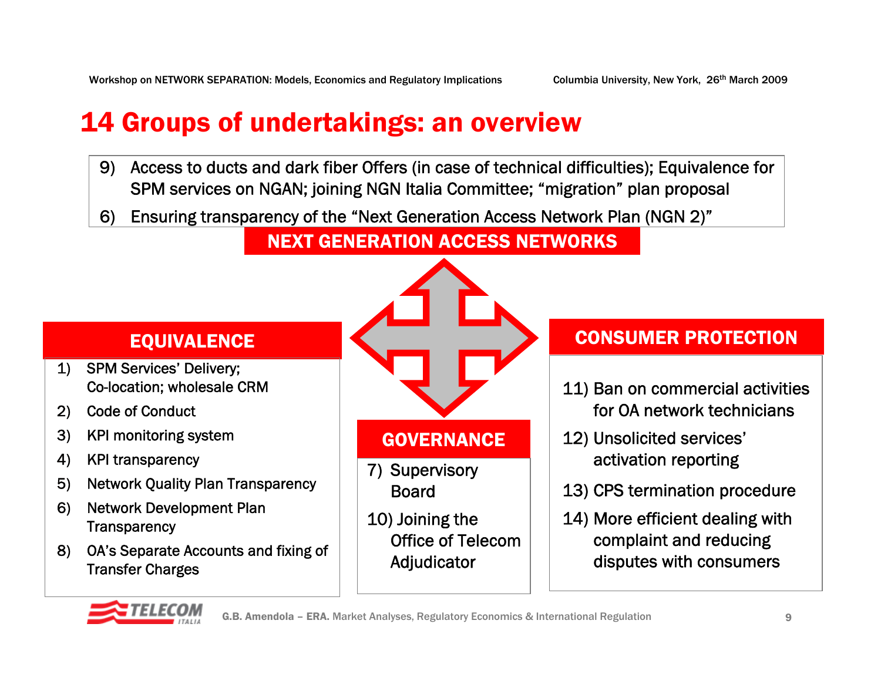# 14 Groups of undertakings: an overview

## NEXT GENERATION ACCESS NETWORKS

9) Access to ducts and dark fiber Offers (in case of technical difficulties); Equivalence for SPM services on NGAN; joining NGN Italia Committee; “migration” plan proposal
6) Ensuring transparency of the “Next Generation Access Network Plan (NGN 2)”

## EQUIVALENCE

1) SPM Services’ Delivery; Co-location; wholesale CRM
2) Code of Conduct
3) KPI monitoring system
4) KPI transparency
5) Network Quality Plan Transparency
6) Network Development Plan Transparency
8) OA’s Separate Accounts and fixing of Transfer Charges

## GOVERNANCE

7) Supervisory Board
10) Joining the Office of Telecom Adjudicator

## CONSUMER PROTECTION

11) Ban on commercial activities for OA network technicians
12) Unsolicited services’ activation reporting
13) CPS termination procedure
14) More efficient dealing with complaint and reducing disputes with consumers

G.B. Amendola – ERA. Market Analyses, Regulatory Economics & International Regulation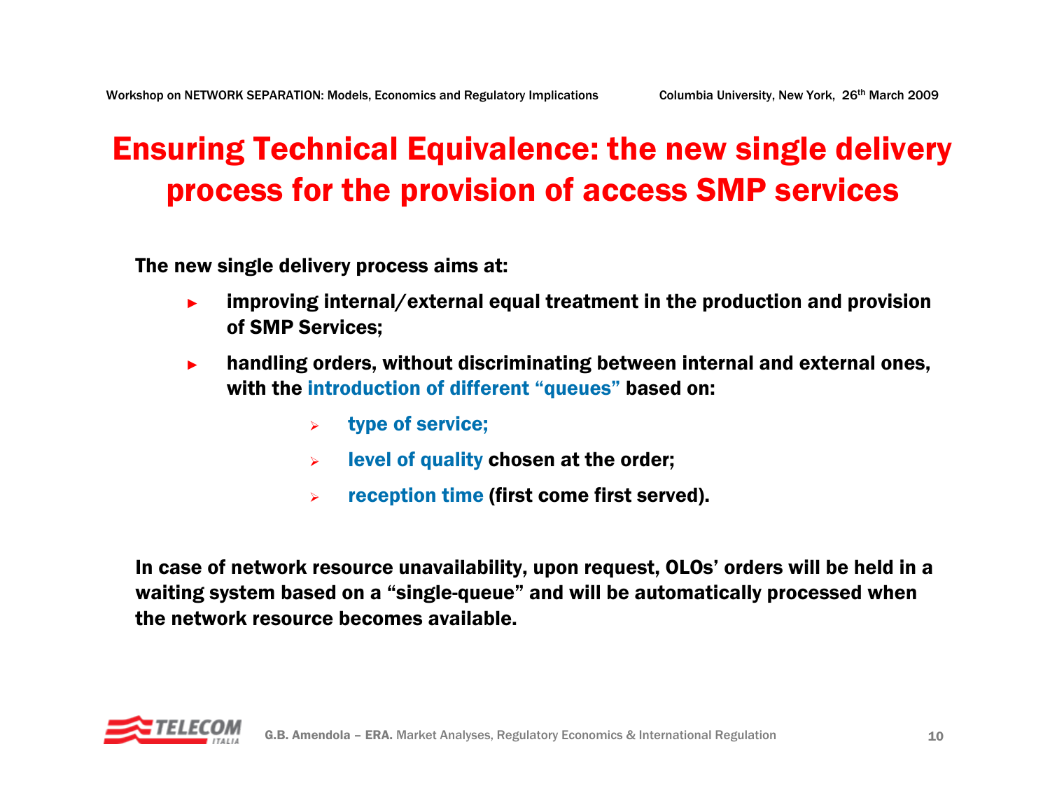# Ensuring Technical Equivalence: the new single delivery process for the provision of access SMP services

**The new single delivery process aims at:**

- **improving internal/external equal treatment in the production and provision of SMP Services;**
- **handling orders, without discriminating between internal and external ones, with the introduction of different "queues" based on:**
  - **type of service;**
  - **level of quality chosen at the order;**
  - **reception time (first come first served).**

**In case of network resource unavailability, upon request, OLOs' orders will be held in a waiting system based on a "single-queue" and will be automatically processed when the network resource becomes available.**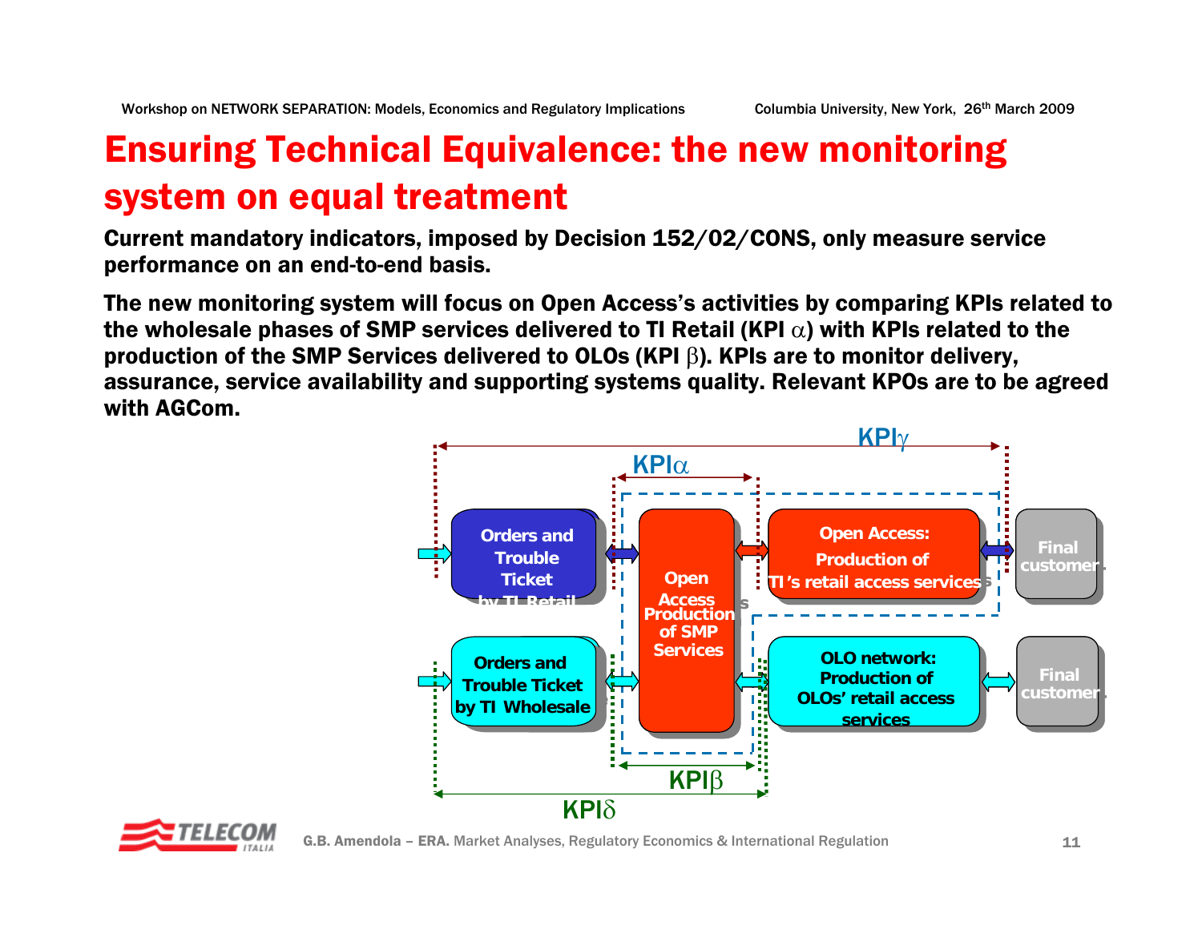# Ensuring Technical Equivalence: the new monitoring system on equal treatment

**Current mandatory indicators, imposed by Decision 152/02/CONS, only measure service performance on an end-to-end basis.**

**The new monitoring system will focus on Open Access's activities by comparing KPIs related to the wholesale phases of SMP services delivered to TI Retail (KPI $\alpha$) with KPIs related to the production of the SMP Services delivered to OLOs (KPI $\beta$). KPIs are to monitor delivery, assurance, service availability and supporting systems quality. Relevant KPOs are to be agreed with AGCom.**

KPI$\gamma$

KPI$\alpha$

Orders and Trouble Ticket by TI Retail

Open Access Production of SMP Services

Open Access: Production of TI's retail access services

Final customer

Orders and Trouble Ticket by TI Wholesale

OLO network: Production of OLOs' retail access services

Final customer

KPI$\beta$

KPI$\delta$

G.B. Amendola – ERA. Market Analyses, Regulatory Economics & International Regulation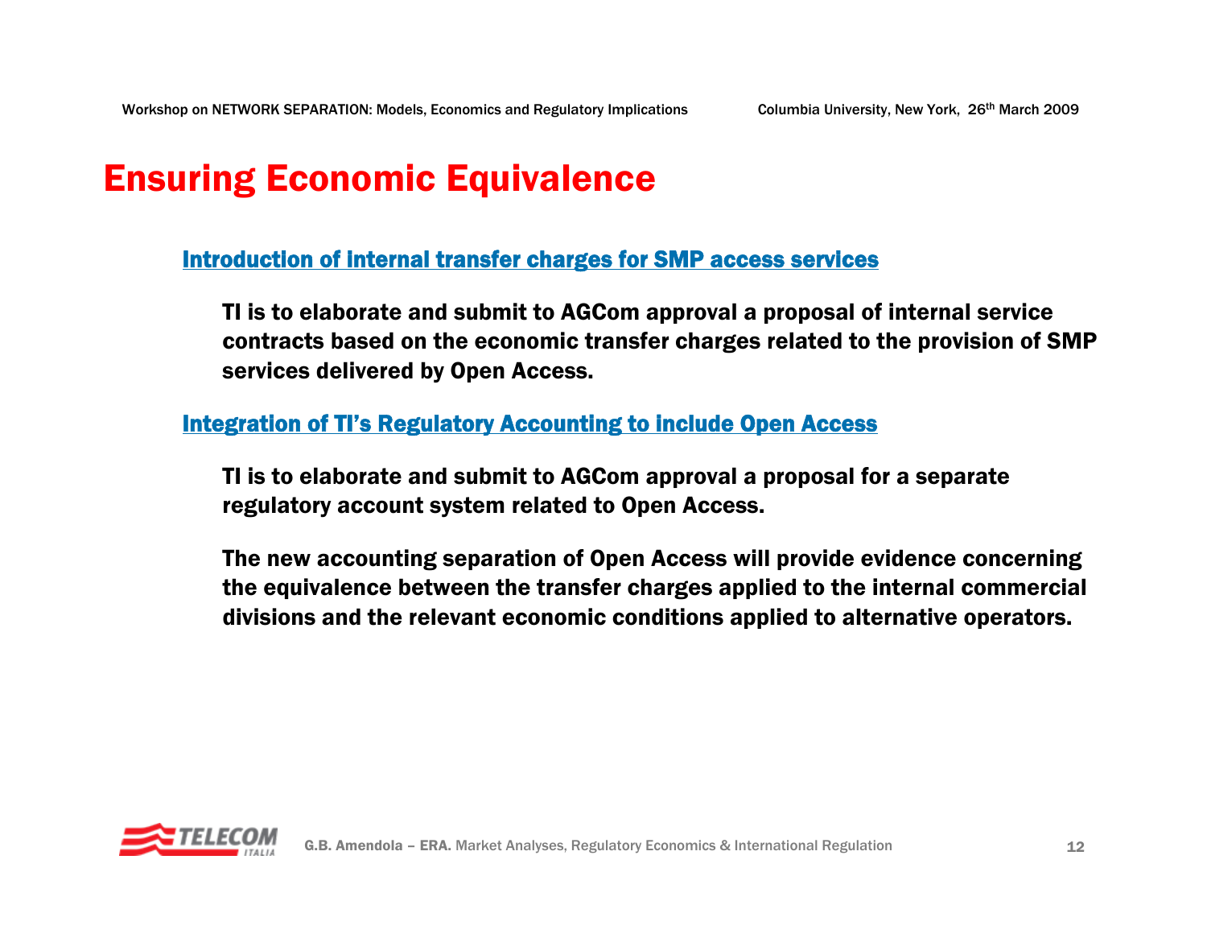# Ensuring Economic Equivalence

## Introduction of internal transfer charges for SMP access services

**TI is to elaborate and submit to AGCom approval a proposal of internal service contracts based on the economic transfer charges related to the provision of SMP services delivered by Open Access.**

## Integration of TI's Regulatory Accounting to include Open Access

**TI is to elaborate and submit to AGCom approval a proposal for a separate regulatory account system related to Open Access.**

**The new accounting separation of Open Access will provide evidence concerning the equivalence between the transfer charges applied to the internal commercial divisions and the relevant economic conditions applied to alternative operators.**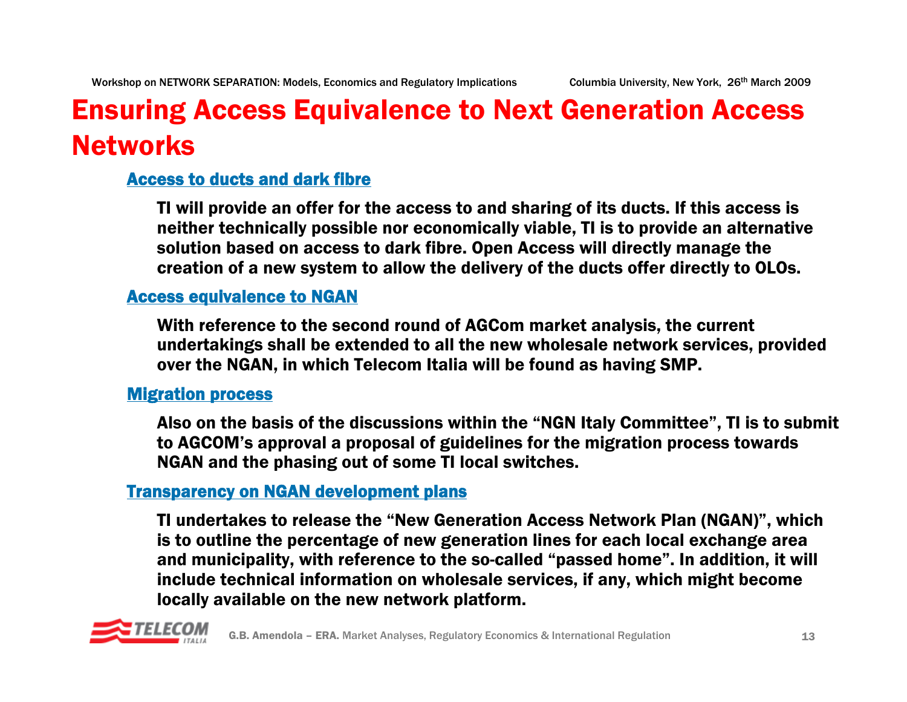# Ensuring Access Equivalence to Next Generation Access Networks

## Access to ducts and dark fibre

**TI will provide an offer for the access to and sharing of its ducts. If this access is neither technically possible nor economically viable, TI is to provide an alternative solution based on access to dark fibre. Open Access will directly manage the creation of a new system to allow the delivery of the ducts offer directly to OLOs.**

## Access equivalence to NGAN

**With reference to the second round of AGCom market analysis, the current undertakings shall be extended to all the new wholesale network services, provided over the NGAN, in which Telecom Italia will be found as having SMP.**

## Migration process

**Also on the basis of the discussions within the "NGN Italy Committee", TI is to submit to AGCOM's approval a proposal of guidelines for the migration process towards NGAN and the phasing out of some TI local switches.**

## Transparency on NGAN development plans

**TI undertakes to release the "New Generation Access Network Plan (NGAN)", which is to outline the percentage of new generation lines for each local exchange area and municipality, with reference to the so-called "passed home". In addition, it will include technical information on wholesale services, if any, which might become locally available on the new network platform.**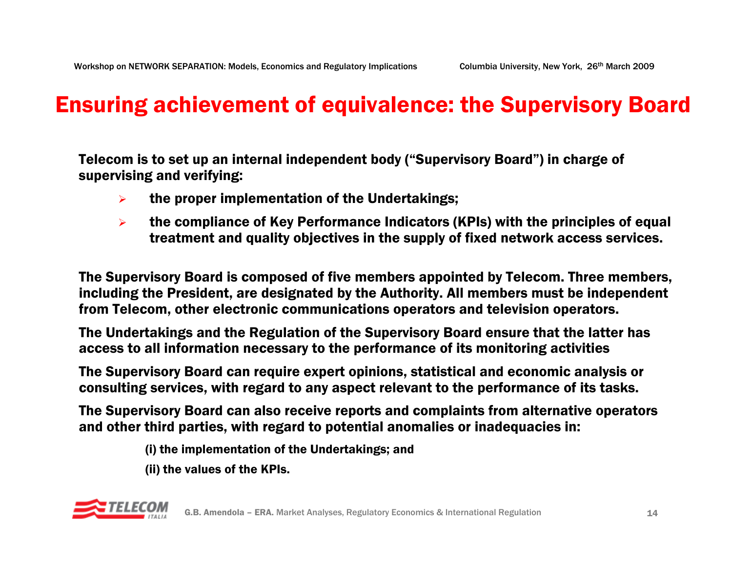# Ensuring achievement of equivalence: the Supervisory Board

**Telecom is to set up an internal independent body ("Supervisory Board") in charge of supervising and verifying:**

- **the proper implementation of the Undertakings;**
- **the compliance of Key Performance Indicators (KPIs) with the principles of equal treatment and quality objectives in the supply of fixed network access services.**

**The Supervisory Board is composed of five members appointed by Telecom. Three members, including the President, are designated by the Authority. All members must be independent from Telecom, other electronic communications operators and television operators.**

**The Undertakings and the Regulation of the Supervisory Board ensure that the latter has access to all information necessary to the performance of its monitoring activities**

**The Supervisory Board can require expert opinions, statistical and economic analysis or consulting services, with regard to any aspect relevant to the performance of its tasks.**

**The Supervisory Board can also receive reports and complaints from alternative operators and other third parties, with regard to potential anomalies or inadequacies in:**

**(i) the implementation of the Undertakings; and**

**(ii) the values of the KPIs.**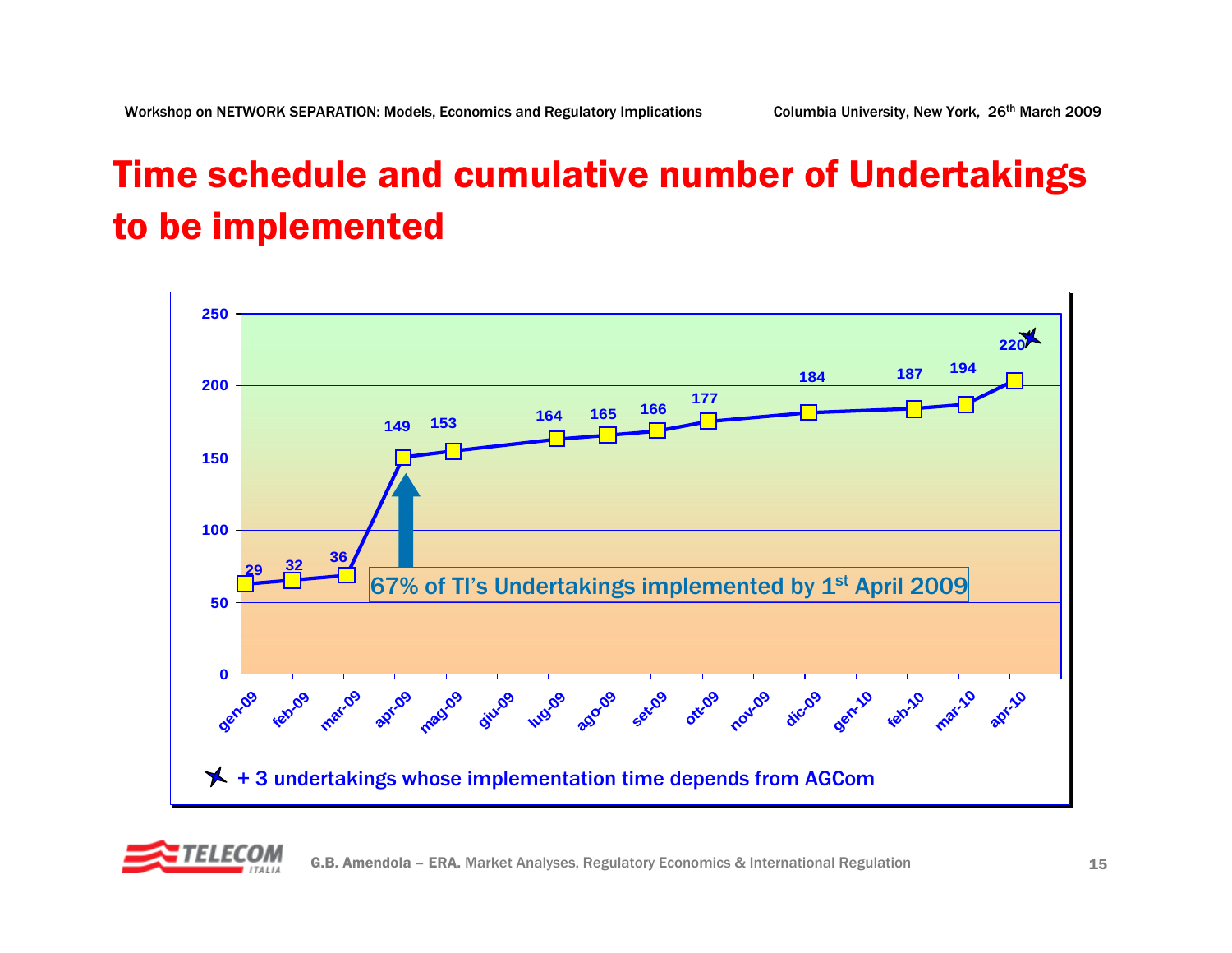# Time schedule and cumulative number of Undertakings to be implemented

| Month | Cumulative number of Undertakings |
|---|---|
| gen-09 | 29 |
| feb-09 | 32 |
| mar-09 | 36 |
| apr-09 | 149 |
| mag-09 | 153 |
| giu-09 | |
| lug-09 | 164 |
| ago-09 | 165 |
| set-09 | 166 |
| ott-09 | 177 |
| nov-09 | |
| dic-09 | 184 |
| gen-10 | |
| feb-10 | 187 |
| mar-10 | 194 |
| apr-10 | 220 ★ |

67% of TI's Undertakings implemented by 1st April 2009

★ + 3 undertakings whose implementation time depends from AGCom

G.B. Amendola – ERA. Market Analyses, Regulatory Economics & International Regulation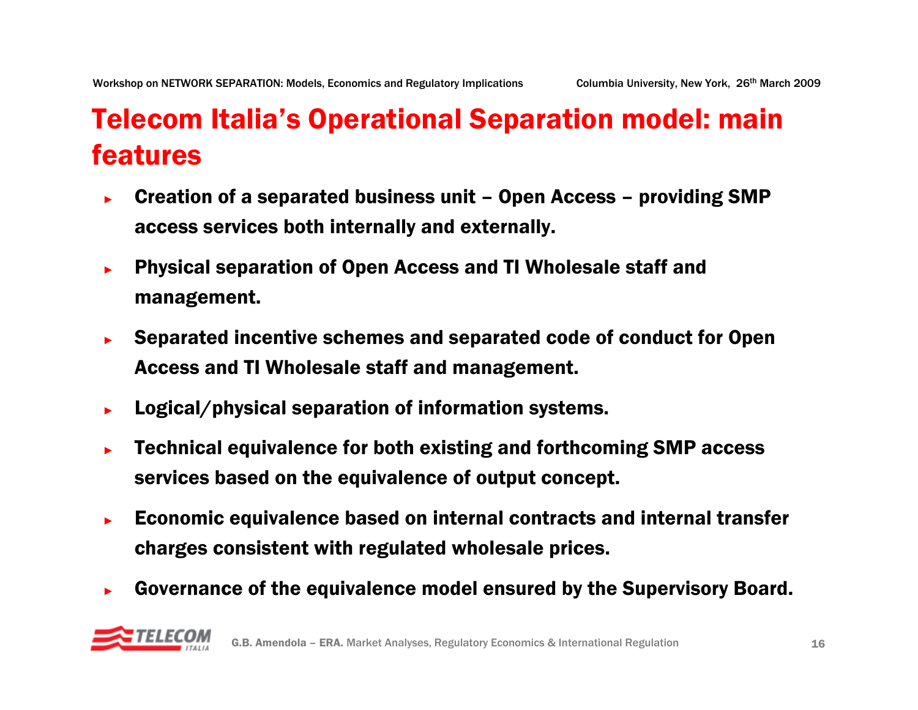# Telecom Italia's Operational Separation model: main features

- Creation of a separated business unit – Open Access – providing SMP access services both internally and externally.
- Physical separation of Open Access and TI Wholesale staff and management.
- Separated incentive schemes and separated code of conduct for Open Access and TI Wholesale staff and management.
- Logical/physical separation of information systems.
- Technical equivalence for both existing and forthcoming SMP access services based on the equivalence of output concept.
- Economic equivalence based on internal contracts and internal transfer charges consistent with regulated wholesale prices.
- Governance of the equivalence model ensured by the Supervisory Board.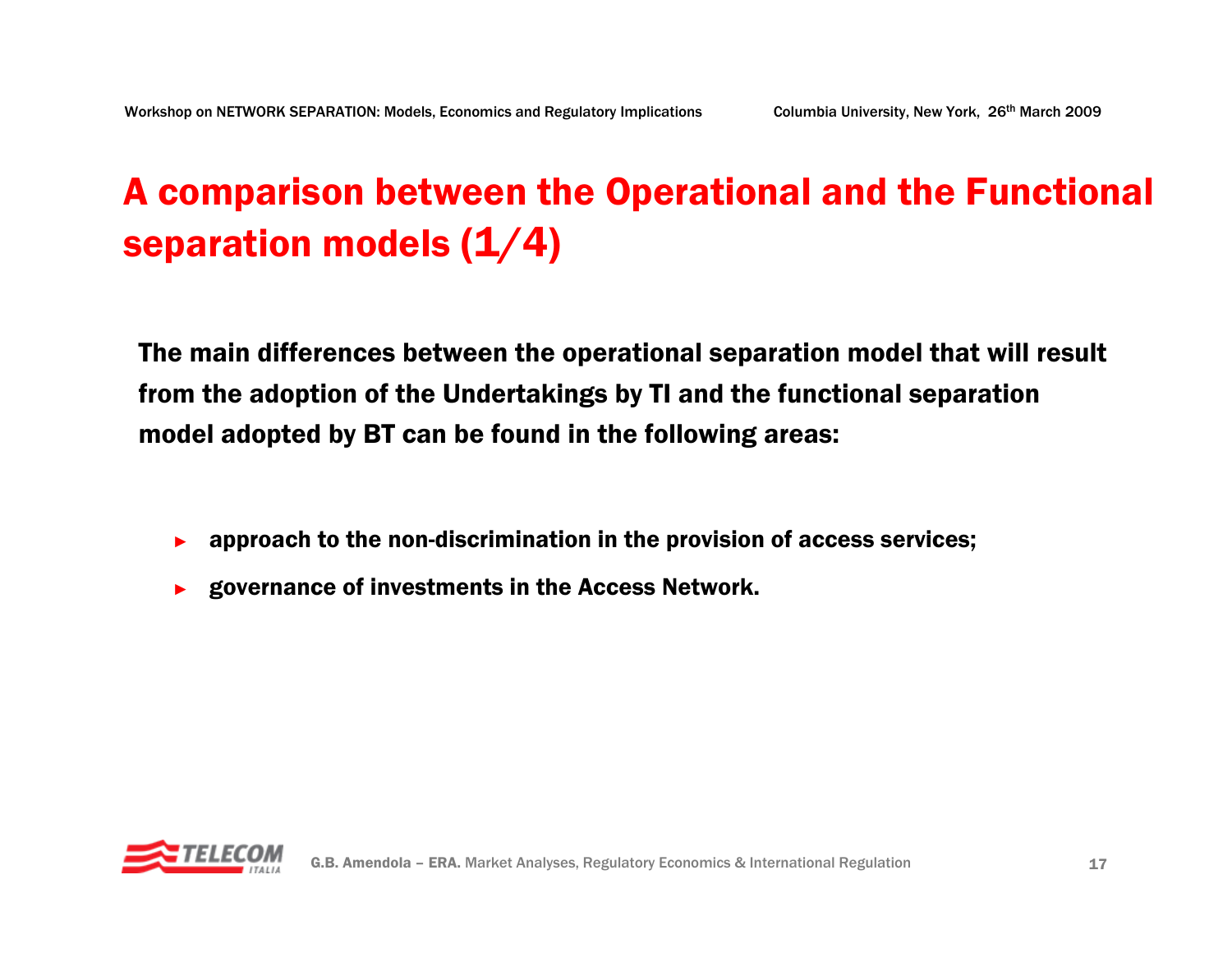# A comparison between the Operational and the Functional separation models (1/4)

**The main differences between the operational separation model that will result from the adoption of the Undertakings by TI and the functional separation model adopted by BT can be found in the following areas:**

- **approach to the non-discrimination in the provision of access services;**
- **governance of investments in the Access Network.**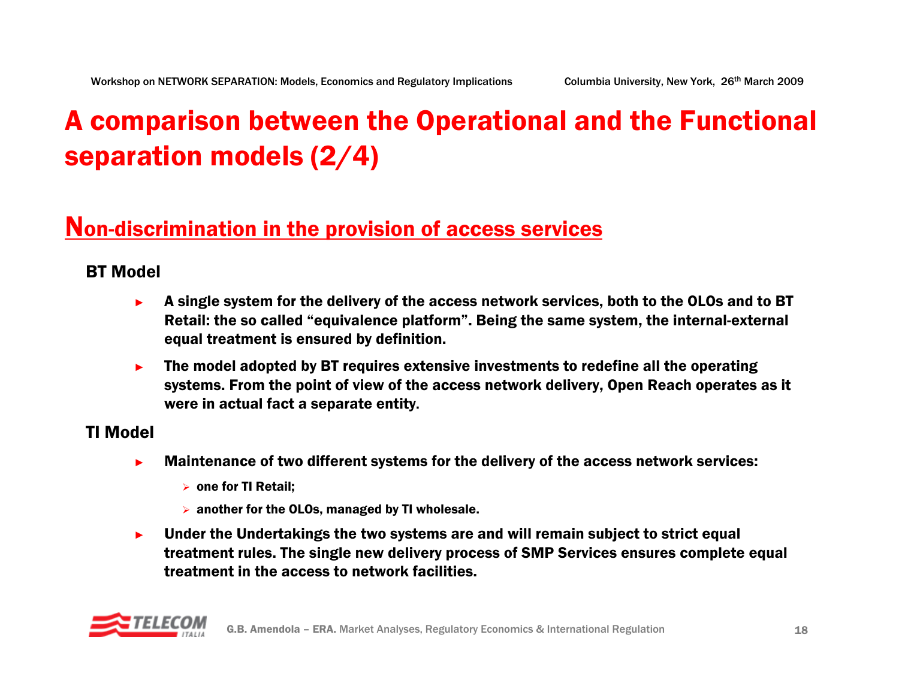# A comparison between the Operational and the Functional separation models (2/4)

## Non-discrimination in the provision of access services

### BT Model

- **A single system for the delivery of the access network services, both to the OLOs and to BT Retail: the so called "equivalence platform". Being the same system, the internal-external equal treatment is ensured by definition.**
- **The model adopted by BT requires extensive investments to redefine all the operating systems. From the point of view of the access network delivery, Open Reach operates as it were in actual fact a separate entity.**

### TI Model

- **Maintenance of two different systems for the delivery of the access network services:**
  - **one for TI Retail;**
  - **another for the OLOs, managed by TI wholesale.**
- **Under the Undertakings the two systems are and will remain subject to strict equal treatment rules. The single new delivery process of SMP Services ensures complete equal treatment in the access to network facilities.**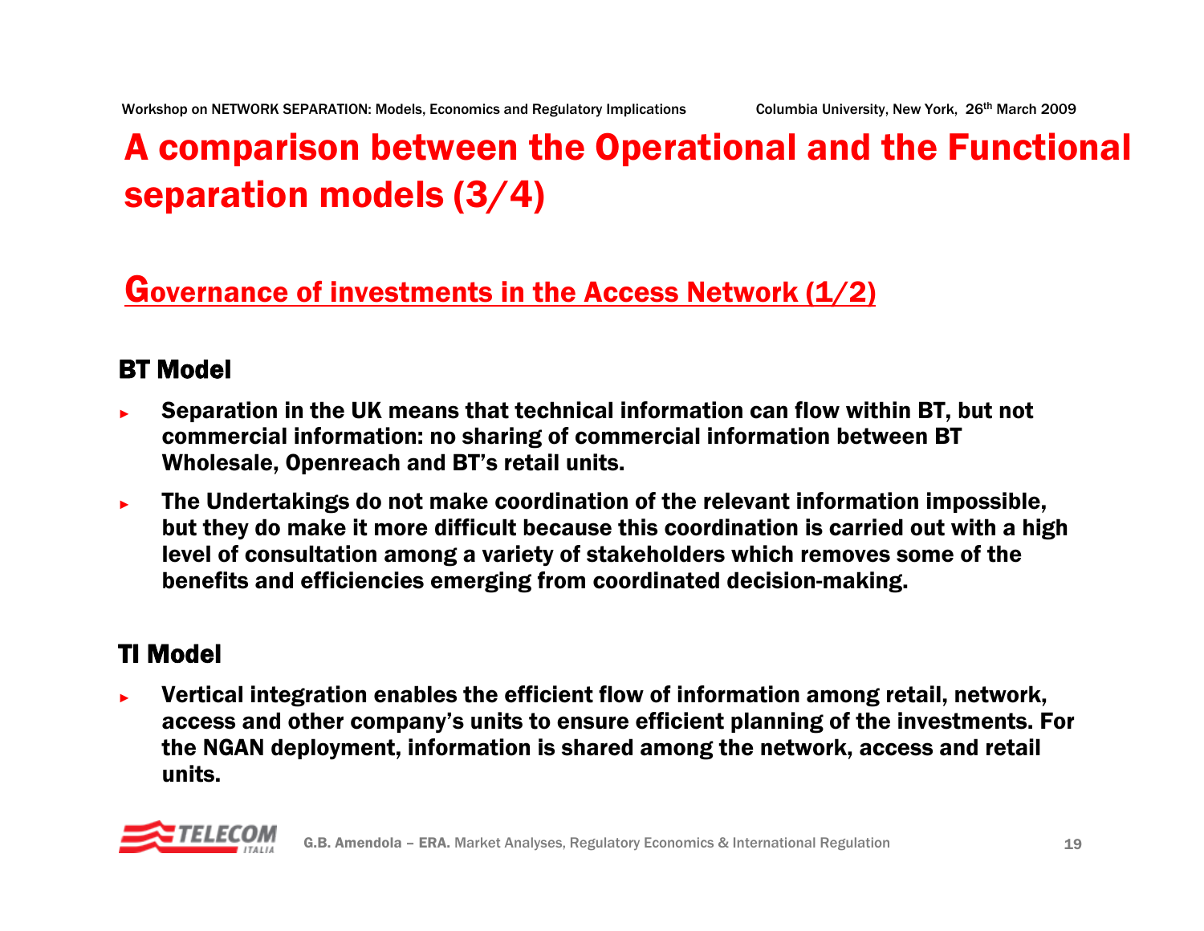# A comparison between the Operational and the Functional separation models (3/4)

## Governance of investments in the Access Network (1/2)

### BT Model

- **Separation in the UK means that technical information can flow within BT, but not commercial information: no sharing of commercial information between BT Wholesale, Openreach and BT's retail units.**
- **The Undertakings do not make coordination of the relevant information impossible, but they do make it more difficult because this coordination is carried out with a high level of consultation among a variety of stakeholders which removes some of the benefits and efficiencies emerging from coordinated decision-making.**

### TI Model

- **Vertical integration enables the efficient flow of information among retail, network, access and other company's units to ensure efficient planning of the investments. For the NGAN deployment, information is shared among the network, access and retail units.**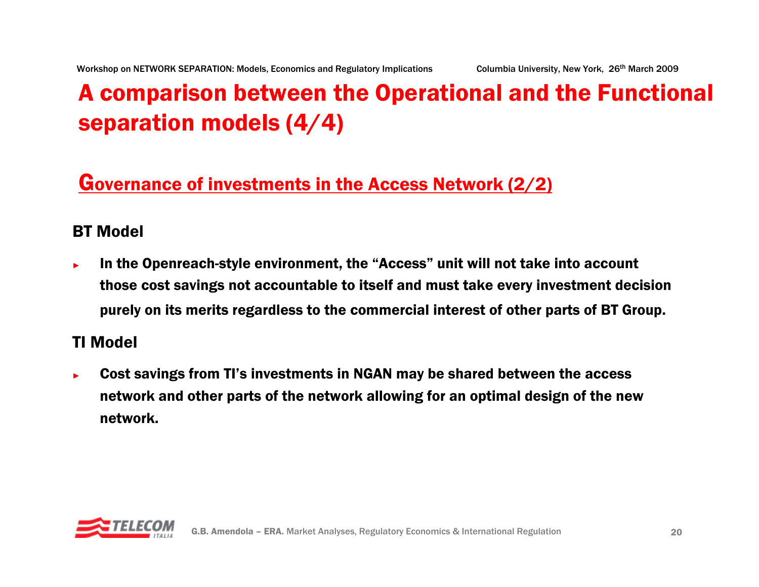# A comparison between the Operational and the Functional separation models (4/4)

## Governance of investments in the Access Network (2/2)

### BT Model

- **In the Openreach-style environment, the "Access" unit will not take into account those cost savings not accountable to itself and must take every investment decision purely on its merits regardless to the commercial interest of other parts of BT Group.**

### TI Model

- **Cost savings from TI's investments in NGAN may be shared between the access network and other parts of the network allowing for an optimal design of the new network.**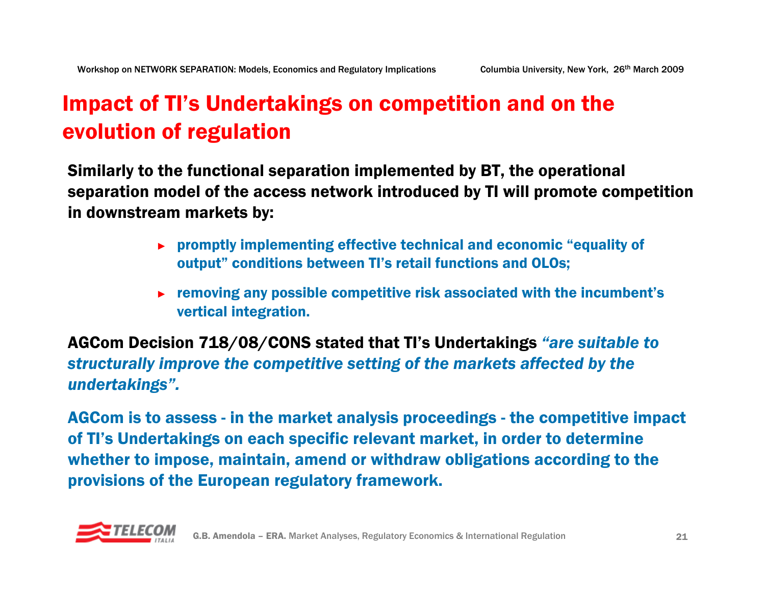# Impact of TI's Undertakings on competition and on the evolution of regulation

**Similarly to the functional separation implemented by BT, the operational separation model of the access network introduced by TI will promote competition in downstream markets by:**

- **promptly implementing effective technical and economic "equality of output" conditions between TI's retail functions and OLOs;**
- **removing any possible competitive risk associated with the incumbent's vertical integration.**

**AGCom Decision 718/08/CONS stated that TI's Undertakings** ***"are suitable to structurally improve the competitive setting of the markets affected by the undertakings".***

**AGCom is to assess - in the market analysis proceedings - the competitive impact of TI's Undertakings on each specific relevant market, in order to determine whether to impose, maintain, amend or withdraw obligations according to the provisions of the European regulatory framework.**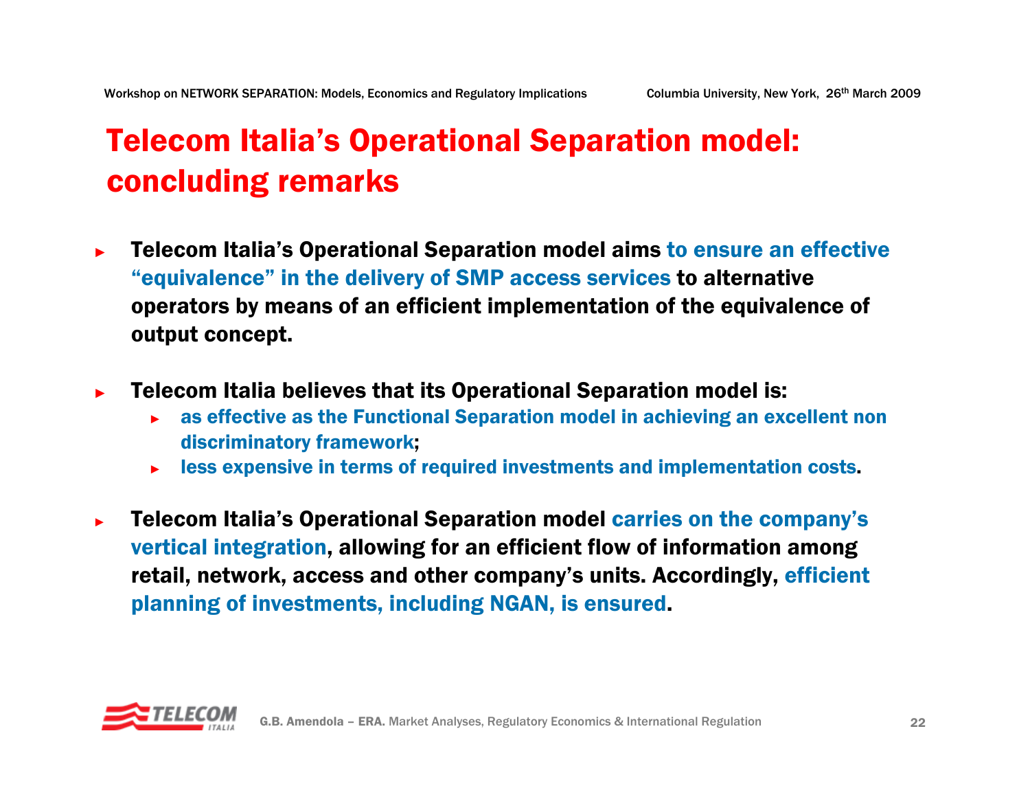# Telecom Italia's Operational Separation model: concluding remarks

- **Telecom Italia's Operational Separation model aims to ensure an effective "equivalence" in the delivery of SMP access services to alternative operators by means of an efficient implementation of the equivalence of output concept.**

- **Telecom Italia believes that its Operational Separation model is:**
  - **as effective as the Functional Separation model in achieving an excellent non discriminatory framework;**
  - **less expensive in terms of required investments and implementation costs.**

- **Telecom Italia's Operational Separation model carries on the company's vertical integration, allowing for an efficient flow of information among retail, network, access and other company's units. Accordingly, efficient planning of investments, including NGAN, is ensured.**